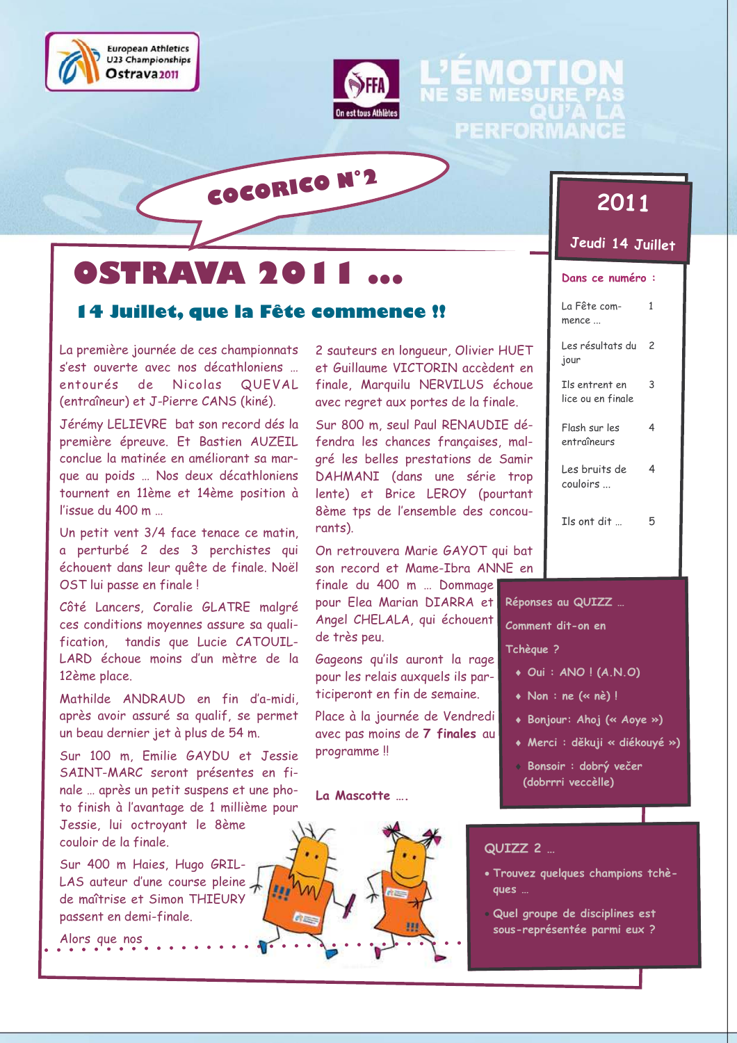European Athletics U23 Championships Ostrava 2011

FFA — On est tous Athlètes

L'ÉMOTION NE SE MESURE PAS QU'À LA PERFORMANCE

COCORICO N°2

# OSTRAVA 2011 ...

**2011**

**Jeudi 14 Juillet**

## 14 Juillet, que la Fête commence !!

La première journée de ces championnats s'est ouverte avec nos décathloniens ... entourés de Nicolas QUEVAL (entraîneur) et J-Pierre CANS (kiné).

Jérémy LELIEVRE bat son record dés la première épreuve. Et Bastien AUZEIL conclue la matinée en améliorant sa marque au poids ... Nos deux décathloniens tournent en 11ème et 14ème position à l'issue du 400 m ...

Un petit vent 3/4 face tenace ce matin, a perturbé 2 des 3 perchistes qui échouent dans leur quête de finale. Noël OST lui passe en finale !

Côté Lancers, Coralie GLATRE malgré ces conditions moyennes assure sa qualification, tandis que Lucie CATOUILLARD échoue moins d'un mètre de la 12ème place.

Mathilde ANDRAUD en fin d'a-midi, après avoir assuré sa qualif, se permet un beau dernier jet à plus de 54 m.

Sur 100 m, Emilie GAYDU et Jessie SAINT-MARC seront présentes en finale ... après un petit suspens et une photo finish à l'avantage de 1 millième pour Jessie, lui octroyant le 8ème couloir de la finale.

Sur 400 m Haies, Hugo GRILLAS auteur d'une course pleine de maîtrise et Simon THIEURY passent en demi-finale.

Alors que nos 2 sauteurs en longueur, Olivier HUET et Guillaume VICTORIN accèdent en finale, Marquilu NERVILUS échoue avec regret aux portes de la finale.

Sur 800 m, seul Paul RENAUDIE défendra les chances françaises, malgré les belles prestations de Samir DAHMANI (dans une série trop lente) et Brice LEROY (pourtant 8ème tps de l'ensemble des concurrents).

On retrouvera Marie GAYOT qui bat son record et Mame-Ibra ANNE en finale du 400 m ... Dommage pour Elea Marian DIARRA et Angel CHELALA, qui échouent de très peu.

Gageons qu'ils auront la rage pour les relais auxquels ils participeront en fin de semaine.

Place à la journée de Vendredi avec pas moins de **7 finales** au programme !!

**La Mascotte ....**

**Dans ce numéro :**

| | |
|---|---|
| La Fête commence ... | 1 |
| Les résultats du jour | 2 |
| Ils entrent en lice ou en finale | 3 |
| Flash sur les entraîneurs | 4 |
| Les bruits de couloirs ... | 4 |
| Ils ont dit ... | 5 |

**Réponses au QUIZZ ...**

**Comment dit-on en Tchèque ?**

- Oui : ANO ! (A.N.O)
- Non : ne (« nè) !
- Bonjour: Ahoj (« Aoye »)
- Merci : děkuji « diékouyé »)
- Bonsoir : dobrý večer (dobrrri veccèlle)

**QUIZZ 2 ...**

- Trouvez quelques champions tchèques ...
- Quel groupe de disciplines est sous-représentée parmi eux ?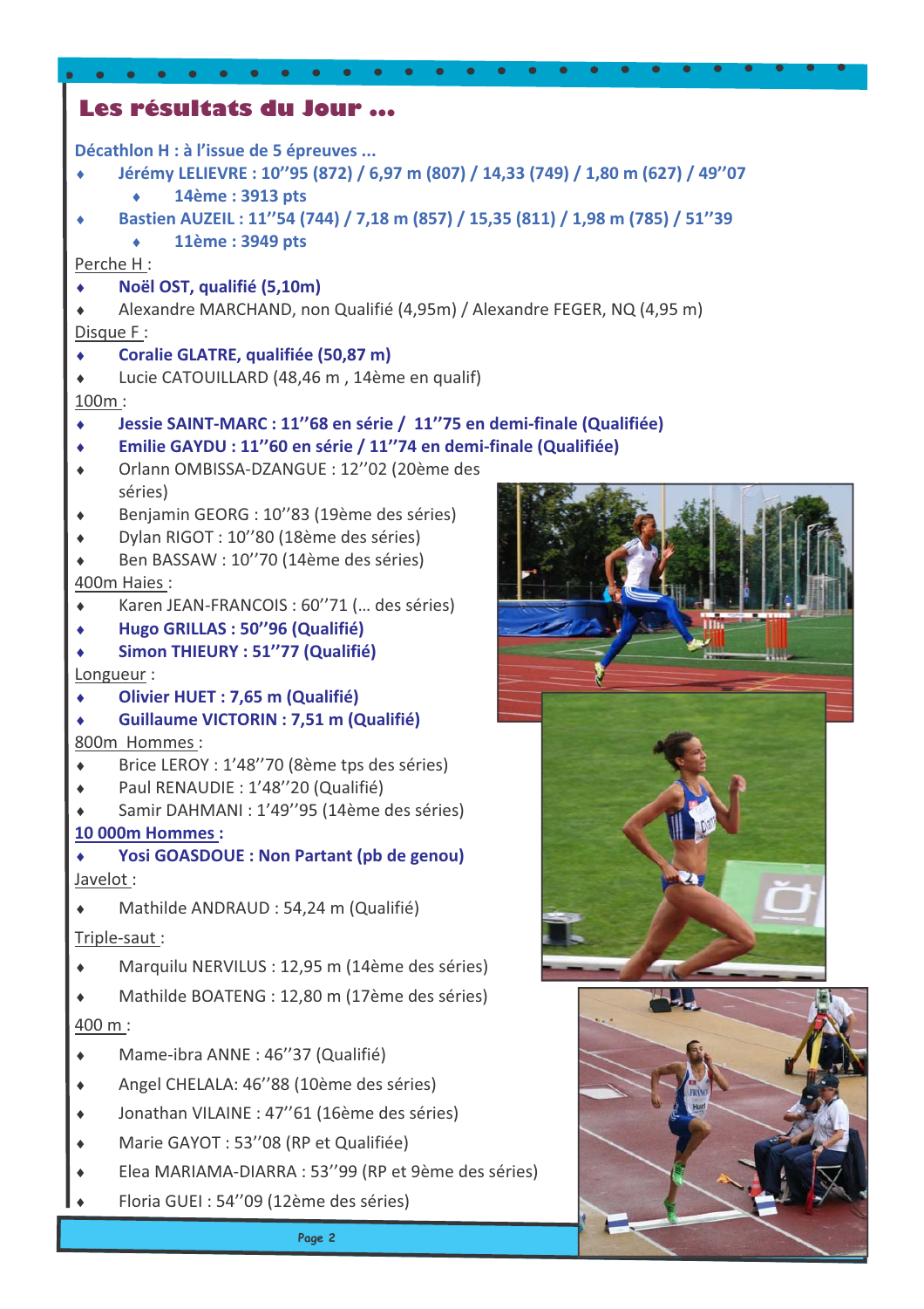## Les résultats du Jour ...

**Décathlon H : à l'issue de 5 épreuves ...**

- **Jérémy LELIEVRE : 10''95 (872) / 6,97 m (807) / 14,33 (749) / 1,80 m (627) / 49''07**
    - **14ème : 3913 pts**
- **Bastien AUZEIL : 11''54 (744) / 7,18 m (857) / 15,35 (811) / 1,98 m (785) / 51''39**
    - **11ème : 3949 pts**

Perche H :

- **Noël OST, qualifié (5,10m)**
- Alexandre MARCHAND, non Qualifié (4,95m) / Alexandre FEGER, NQ (4,95 m)

Disque F :

- **Coralie GLATRE, qualifiée (50,87 m)**
- Lucie CATOUILLARD (48,46 m , 14ème en qualif)

100m :

- **Jessie SAINT-MARC : 11''68 en série / 11''75 en demi-finale (Qualifiée)**
- **Emilie GAYDU : 11''60 en série / 11''74 en demi-finale (Qualifiée)**
- Orlann OMBISSA-DZANGUE : 12''02 (20ème des séries)
- Benjamin GEORG : 10''83 (19ème des séries)
- Dylan RIGOT : 10''80 (18ème des séries)
- Ben BASSAW : 10''70 (14ème des séries)

400m Haies :

- Karen JEAN-FRANCOIS : 60''71 (… des séries)
- **Hugo GRILLAS : 50''96 (Qualifié)**
- **Simon THIEURY : 51''77 (Qualifié)**

Longueur :

- **Olivier HUET : 7,65 m (Qualifié)**
- **Guillaume VICTORIN : 7,51 m (Qualifié)**

800m Hommes :

- Brice LEROY : 1'48''70 (8ème tps des séries)
- Paul RENAUDIE : 1'48''20 (Qualifié)
- Samir DAHMANI : 1'49''95 (14ème des séries)

**10 000m Hommes :**

- **Yosi GOASDOUE : Non Partant (pb de genou)**

Javelot :

- Mathilde ANDRAUD : 54,24 m (Qualifié)

Triple-saut :

- Marquilu NERVILUS : 12,95 m (14ème des séries)
- Mathilde BOATENG : 12,80 m (17ème des séries)

400 m :

- Mame-ibra ANNE : 46''37 (Qualifié)
- Angel CHELALA: 46''88 (10ème des séries)
- Jonathan VILAINE : 47''61 (16ème des séries)
- Marie GAYOT : 53''08 (RP et Qualifiée)
- Elea MARIAMA-DIARRA : 53''99 (RP et 9ème des séries)
- Floria GUEI : 54''09 (12ème des séries)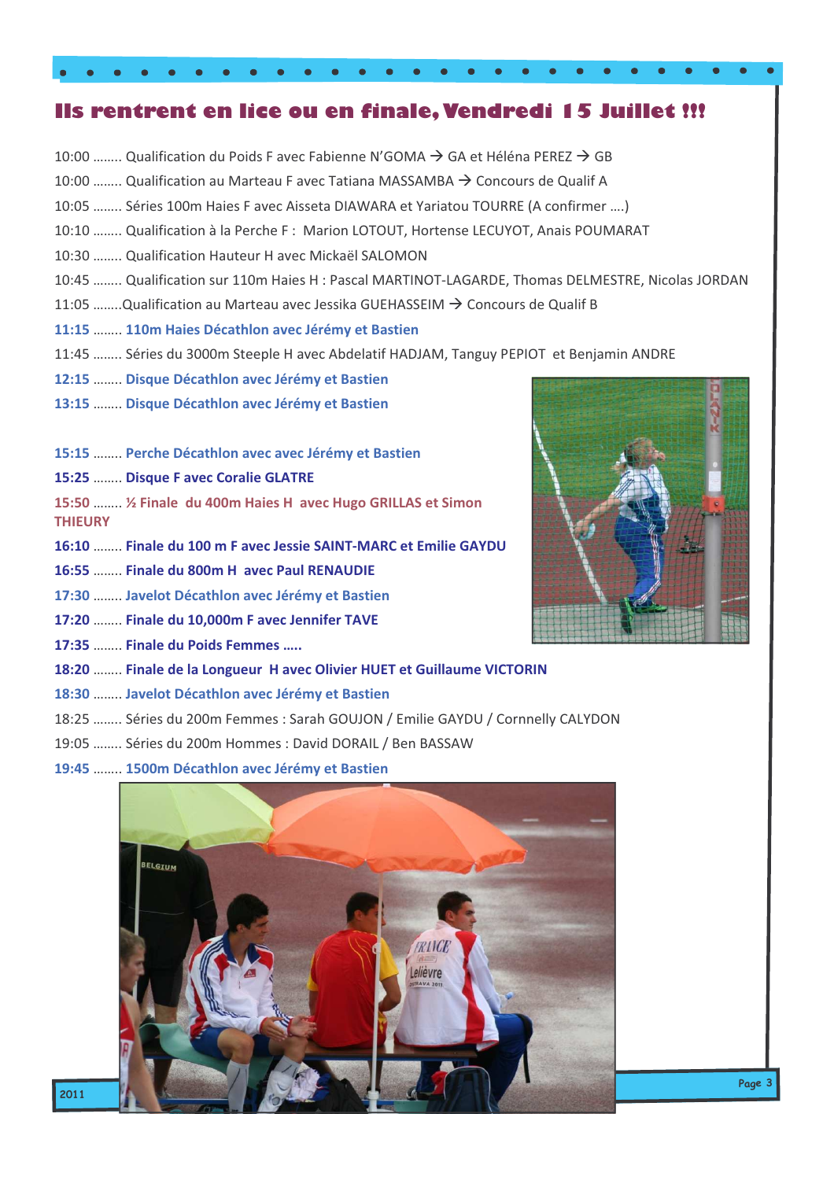# Ils rentrent en lice ou en finale, Vendredi 15 Juillet !!!

10:00 …….. Qualification du Poids F avec Fabienne N'GOMA → GA et Héléna PEREZ → GB

10:00 …….. Qualification au Marteau F avec Tatiana MASSAMBA → Concours de Qualif A

10:05 …….. Séries 100m Haies F avec Aisseta DIAWARA et Yariatou TOURRE (A confirmer ….)

10:10 …….. Qualification à la Perche F : Marion LOTOUT, Hortense LECUYOT, Anais POUMARAT

10:30 …….. Qualification Hauteur H avec Mickaël SALOMON

10:45 …….. Qualification sur 110m Haies H : Pascal MARTINOT-LAGARDE, Thomas DELMESTRE, Nicolas JORDAN

11:05 ……..Qualification au Marteau avec Jessika GUEHASSEIM → Concours de Qualif B

**11:15 …….. 110m Haies Décathlon avec Jérémy et Bastien**

11:45 …….. Séries du 3000m Steeple H avec Abdelatif HADJAM, Tanguy PEPIOT et Benjamin ANDRE

**12:15 …….. Disque Décathlon avec Jérémy et Bastien**

**13:15 …….. Disque Décathlon avec Jérémy et Bastien**

**15:15 …….. Perche Décathlon avec avec Jérémy et Bastien**

**15:25 …….. Disque F avec Coralie GLATRE**

**15:50 …….. ½ Finale du 400m Haies H avec Hugo GRILLAS et Simon THIEURY**

**16:10 …….. Finale du 100 m F avec Jessie SAINT-MARC et Emilie GAYDU**

**16:55 …….. Finale du 800m H avec Paul RENAUDIE**

**17:30 …….. Javelot Décathlon avec Jérémy et Bastien**

**17:20 …….. Finale du 10,000m F avec Jennifer TAVE**

**17:35 …….. Finale du Poids Femmes …..**

**18:20 …….. Finale de la Longueur H avec Olivier HUET et Guillaume VICTORIN**

**18:30 …….. Javelot Décathlon avec Jérémy et Bastien**

18:25 …….. Séries du 200m Femmes : Sarah GOUJON / Emilie GAYDU / Cornnelly CALYDON

19:05 …….. Séries du 200m Hommes : David DORAIL / Ben BASSAW

**19:45 …….. 1500m Décathlon avec Jérémy et Bastien**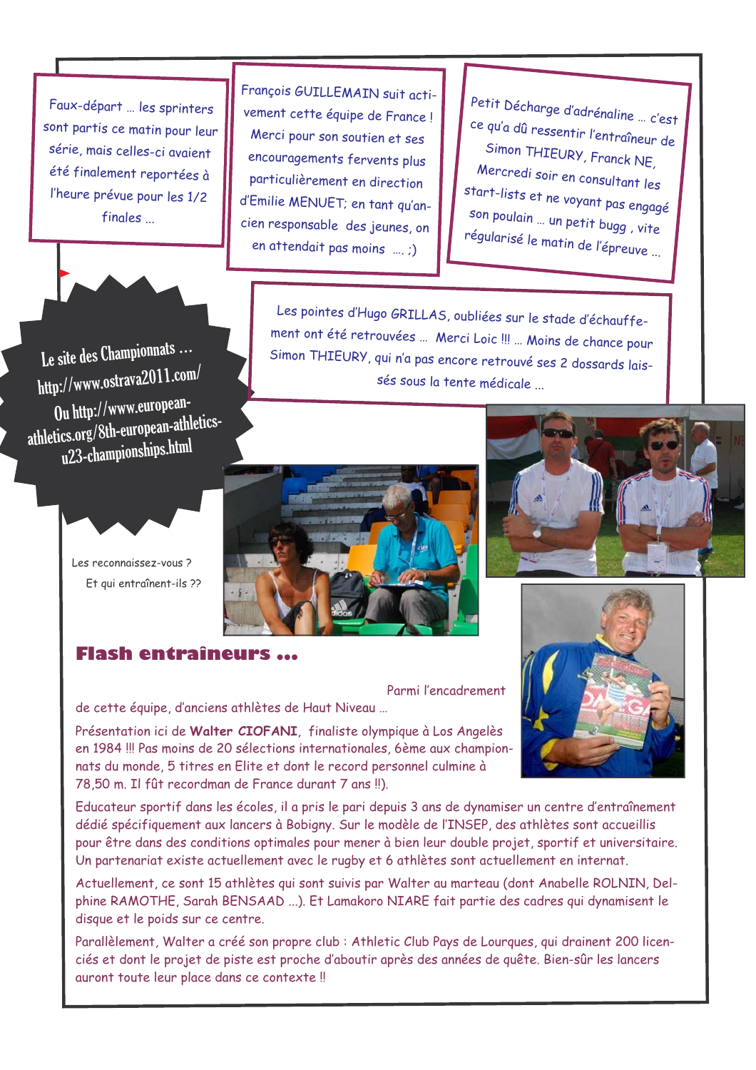Faux-départ … les sprinters sont partis ce matin pour leur série, mais celles-ci avaient été finalement reportées à l'heure prévue pour les 1/2 finales …

François GUILLEMAIN suit activement cette équipe de France ! Merci pour son soutien et ses encouragements fervents plus particulièrement en direction d'Emilie MENUET; en tant qu'ancien responsable des jeunes, on en attendait pas moins …. ;)

Petit Décharge d'adrénaline … c'est ce qu'a dû ressentir l'entraîneur de Simon THIEURY, Franck NE, Mercredi soir en consultant les start-lists et ne voyant pas engagé son poulain … un petit bugg , vite régularisé le matin de l'épreuve …

Le site des Championnats … http://www.ostrava2011.com/ Ou http://www.european-athletics.org/8th-european-athletics-u23-championships.html

Les pointes d'Hugo GRILLAS, oubliées sur le stade d'échauffement ont été retrouvées … Merci Loic !!! … Moins de chance pour Simon THIEURY, qui n'a pas encore retrouvé ses 2 dossards laissés sous la tente médicale …

Les reconnaissez-vous ?
Et qui entraînent-ils ??

## Flash entraîneurs …

Parmi l'encadrement de cette équipe, d'anciens athlètes de Haut Niveau …

Présentation ici de **Walter CIOFANI**, finaliste olympique à Los Angelès en 1984 !!! Pas moins de 20 sélections internationales, 6ème aux championnats du monde, 5 titres en Elite et dont le record personnel culmine à 78,50 m. Il fût recordman de France durant 7 ans !!).

Educateur sportif dans les écoles, il a pris le pari depuis 3 ans de dynamiser un centre d'entraînement dédié spécifiquement aux lancers à Bobigny. Sur le modèle de l'INSEP, des athlètes sont accueillis pour être dans des conditions optimales pour mener à bien leur double projet, sportif et universitaire. Un partenariat existe actuellement avec le rugby et 6 athlètes sont actuellement en internat.

Actuellement, ce sont 15 athlètes qui sont suivis par Walter au marteau (dont Anabelle ROLNIN, Delphine RAMOTHE, Sarah BENSAAD …). Et Lamakoro NIARE fait partie des cadres qui dynamisent le disque et le poids sur ce centre.

Parallèlement, Walter a créé son propre club : Athletic Club Pays de Lourques, qui drainent 200 licenciés et dont le projet de piste est proche d'aboutir après des années de quête. Bien-sûr les lancers auront toute leur place dans ce contexte !!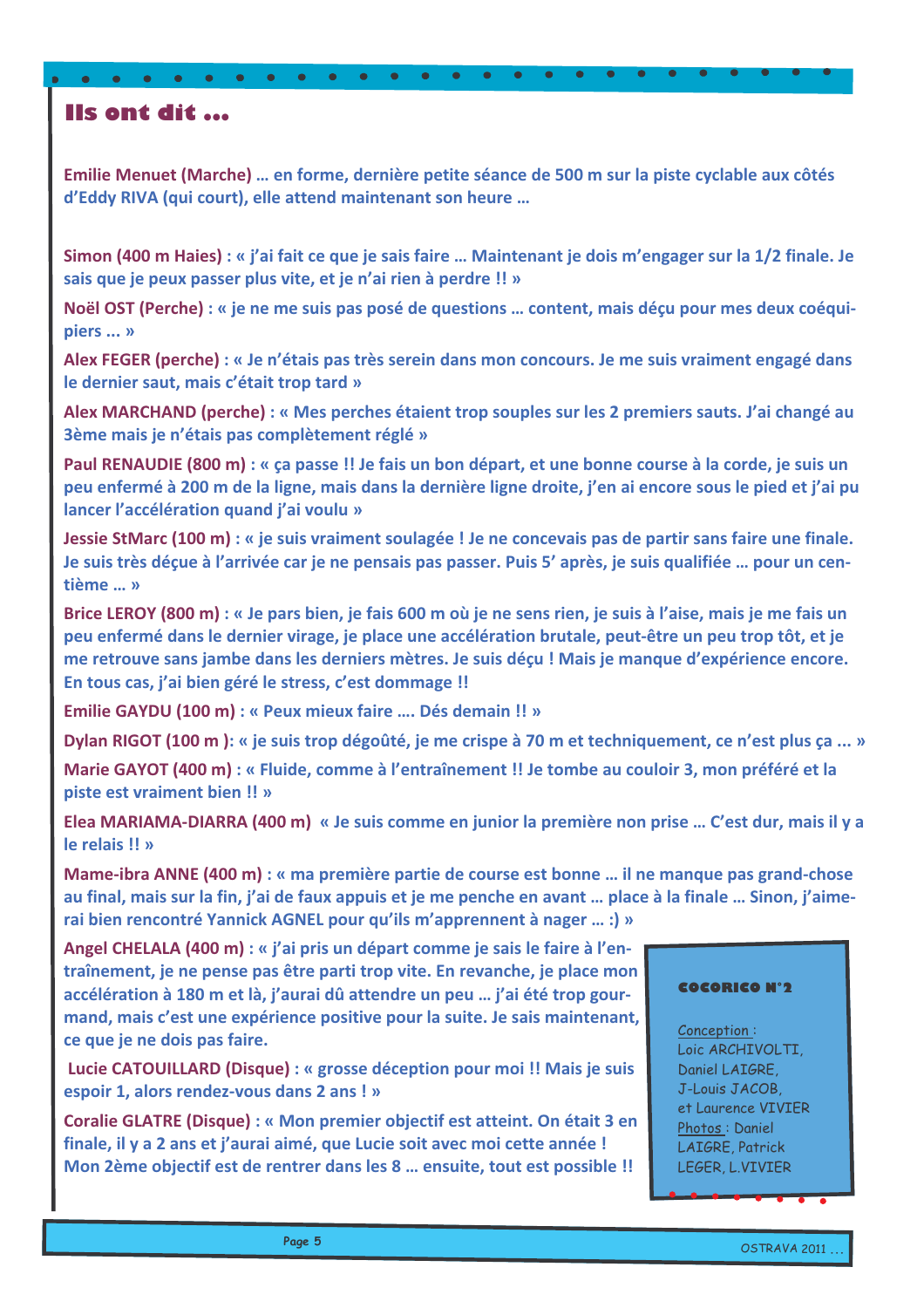# Ils ont dit …

**Emilie Menuet (Marche)** … en forme, dernière petite séance de 500 m sur la piste cyclable aux côtés d'Eddy RIVA (qui court), elle attend maintenant son heure …

**Simon (400 m Haies) :** « j'ai fait ce que je sais faire … Maintenant je dois m'engager sur la 1/2 finale. Je sais que je peux passer plus vite, et je n'ai rien à perdre !! »

**Noël OST (Perche) :** « je ne me suis pas posé de questions … content, mais déçu pour mes deux coéquipiers ... »

**Alex FEGER (perche) :** « Je n'étais pas très serein dans mon concours. Je me suis vraiment engagé dans le dernier saut, mais c'était trop tard »

**Alex MARCHAND (perche) :** « Mes perches étaient trop souples sur les 2 premiers sauts. J'ai changé au 3ème mais je n'étais pas complètement réglé »

**Paul RENAUDIE (800 m) :** « ça passe !! Je fais un bon départ, et une bonne course à la corde, je suis un peu enfermé à 200 m de la ligne, mais dans la dernière ligne droite, j'en ai encore sous le pied et j'ai pu lancer l'accélération quand j'ai voulu »

**Jessie StMarc (100 m) :** « je suis vraiment soulagée ! Je ne concevais pas de partir sans faire une finale. Je suis très déçue à l'arrivée car je ne pensais pas passer. Puis 5' après, je suis qualifiée … pour un centième … »

**Brice LEROY (800 m) :** « Je pars bien, je fais 600 m où je ne sens rien, je suis à l'aise, mais je me fais un peu enfermé dans le dernier virage, je place une accélération brutale, peut-être un peu trop tôt, et je me retrouve sans jambe dans les derniers mètres. Je suis déçu ! Mais je manque d'expérience encore. En tous cas, j'ai bien géré le stress, c'est dommage !! »

**Emilie GAYDU (100 m) :** « Peux mieux faire …. Dés demain !! »

**Dylan RIGOT (100 m ):** « je suis trop dégoûté, je me crispe à 70 m et techniquement, ce n'est plus ça ... »

**Marie GAYOT (400 m) :** « Fluide, comme à l'entraînement !! Je tombe au couloir 3, mon préféré et la piste est vraiment bien !! »

**Elea MARIAMA-DIARRA (400 m)** « Je suis comme en junior la première non prise … C'est dur, mais il y a le relais !! »

**Mame-ibra ANNE (400 m) :** « ma première partie de course est bonne … il ne manque pas grand-chose au final, mais sur la fin, j'ai de faux appuis et je me penche en avant … place à la finale … Sinon, j'aimerai bien rencontré Yannick AGNEL pour qu'ils m'apprennent à nager … :) »

**Angel CHELALA (400 m) :** « j'ai pris un départ comme je sais le faire à l'entraînement, je ne pense pas être parti trop vite. En revanche, je place mon accélération à 180 m et là, j'aurai dû attendre un peu … j'ai été trop gourmand, mais c'est une expérience positive pour la suite. Je sais maintenant, ce que je ne dois pas faire.

**Lucie CATOUILLARD (Disque) :** « grosse déception pour moi !! Mais je suis espoir 1, alors rendez-vous dans 2 ans ! »

**Coralie GLATRE (Disque) :** « Mon premier objectif est atteint. On était 3 en finale, il y a 2 ans et j'aurai aimé, que Lucie soit avec moi cette année ! Mon 2ème objectif est de rentrer dans les 8 … ensuite, tout est possible !! »

**COCORICO N°2**

Conception : Loic ARCHIVOLTI, Daniel LAIGRE, J-Louis JACOB, et Laurence VIVIER
Photos : Daniel LAIGRE, Patrick LEGER, L.VIVIER